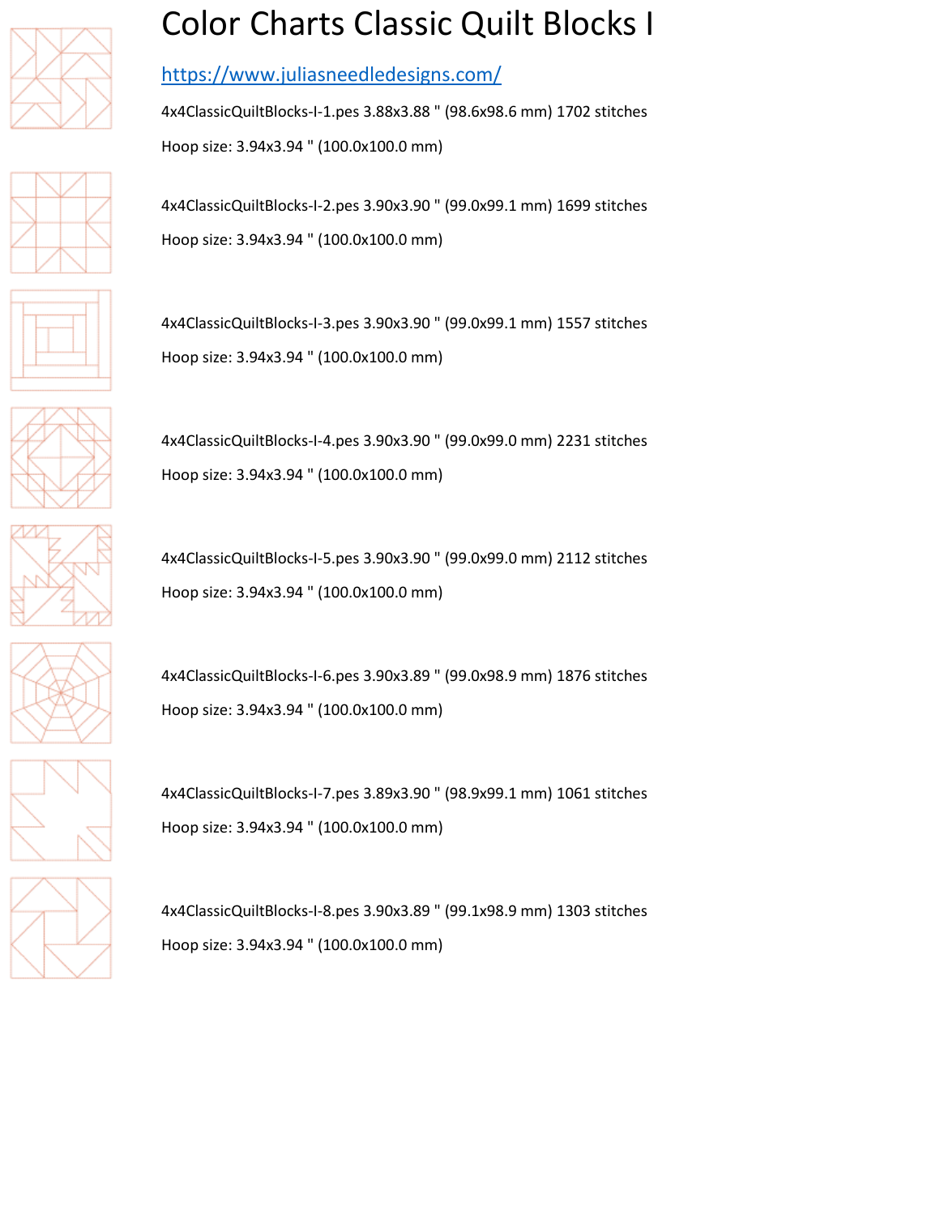# Color Charts Classic Quilt Blocks I

https://www.juliasneedledesigns.com/

4x4ClassicQuiltBlocks-I-1.pes 3.88x3.88 " (98.6x98.6 mm) 1702 stitches

Hoop size: 3.94x3.94 " (100.0x100.0 mm)

4x4ClassicQuiltBlocks-I-2.pes 3.90x3.90 " (99.0x99.1 mm) 1699 stitches

Hoop size: 3.94x3.94 " (100.0x100.0 mm)

4x4ClassicQuiltBlocks-I-3.pes 3.90x3.90 " (99.0x99.1 mm) 1557 stitches

Hoop size: 3.94x3.94 " (100.0x100.0 mm)

4x4ClassicQuiltBlocks-I-4.pes 3.90x3.90 " (99.0x99.0 mm) 2231 stitches

Hoop size: 3.94x3.94 " (100.0x100.0 mm)

4x4ClassicQuiltBlocks-I-5.pes 3.90x3.90 " (99.0x99.0 mm) 2112 stitches

Hoop size: 3.94x3.94 " (100.0x100.0 mm)

4x4ClassicQuiltBlocks-I-6.pes 3.90x3.89 " (99.0x98.9 mm) 1876 stitches

Hoop size: 3.94x3.94 " (100.0x100.0 mm)

4x4ClassicQuiltBlocks-I-7.pes 3.89x3.90 " (98.9x99.1 mm) 1061 stitches

Hoop size: 3.94x3.94 " (100.0x100.0 mm)

4x4ClassicQuiltBlocks-I-8.pes 3.90x3.89 " (99.1x98.9 mm) 1303 stitches

Hoop size: 3.94x3.94 " (100.0x100.0 mm)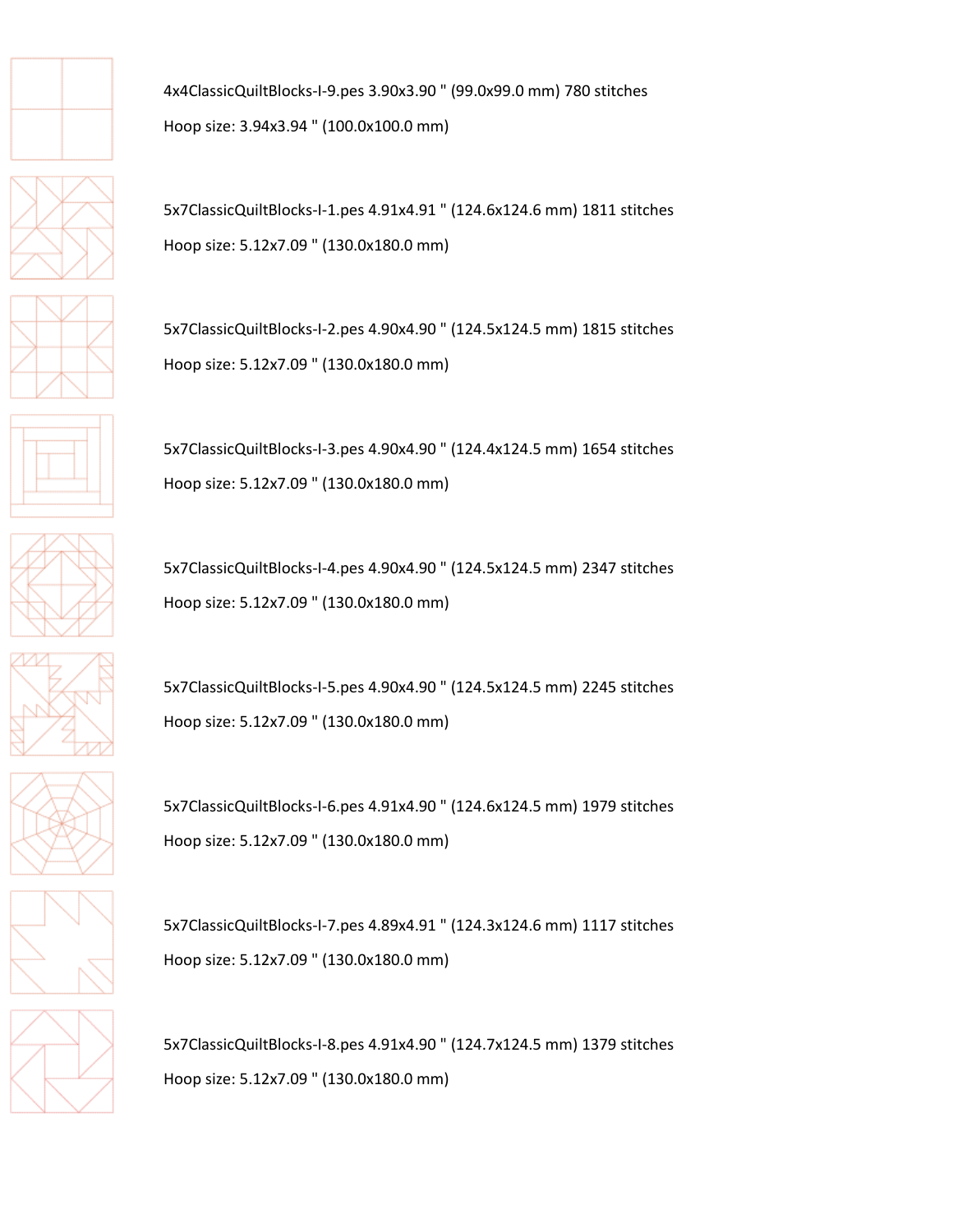4x4ClassicQuiltBlocks-I-9.pes 3.90x3.90 " (99.0x99.0 mm) 780 stitches

Hoop size: 3.94x3.94 " (100.0x100.0 mm)

5x7ClassicQuiltBlocks-I-1.pes 4.91x4.91 " (124.6x124.6 mm) 1811 stitches

Hoop size: 5.12x7.09 " (130.0x180.0 mm)

5x7ClassicQuiltBlocks-I-2.pes 4.90x4.90 " (124.5x124.5 mm) 1815 stitches

Hoop size: 5.12x7.09 " (130.0x180.0 mm)

5x7ClassicQuiltBlocks-I-3.pes 4.90x4.90 " (124.4x124.5 mm) 1654 stitches

Hoop size: 5.12x7.09 " (130.0x180.0 mm)

5x7ClassicQuiltBlocks-I-4.pes 4.90x4.90 " (124.5x124.5 mm) 2347 stitches

Hoop size: 5.12x7.09 " (130.0x180.0 mm)

5x7ClassicQuiltBlocks-I-5.pes 4.90x4.90 " (124.5x124.5 mm) 2245 stitches

Hoop size: 5.12x7.09 " (130.0x180.0 mm)

5x7ClassicQuiltBlocks-I-6.pes 4.91x4.90 " (124.6x124.5 mm) 1979 stitches

Hoop size: 5.12x7.09 " (130.0x180.0 mm)

5x7ClassicQuiltBlocks-I-7.pes 4.89x4.91 " (124.3x124.6 mm) 1117 stitches

Hoop size: 5.12x7.09 " (130.0x180.0 mm)

5x7ClassicQuiltBlocks-I-8.pes 4.91x4.90 " (124.7x124.5 mm) 1379 stitches

Hoop size: 5.12x7.09 " (130.0x180.0 mm)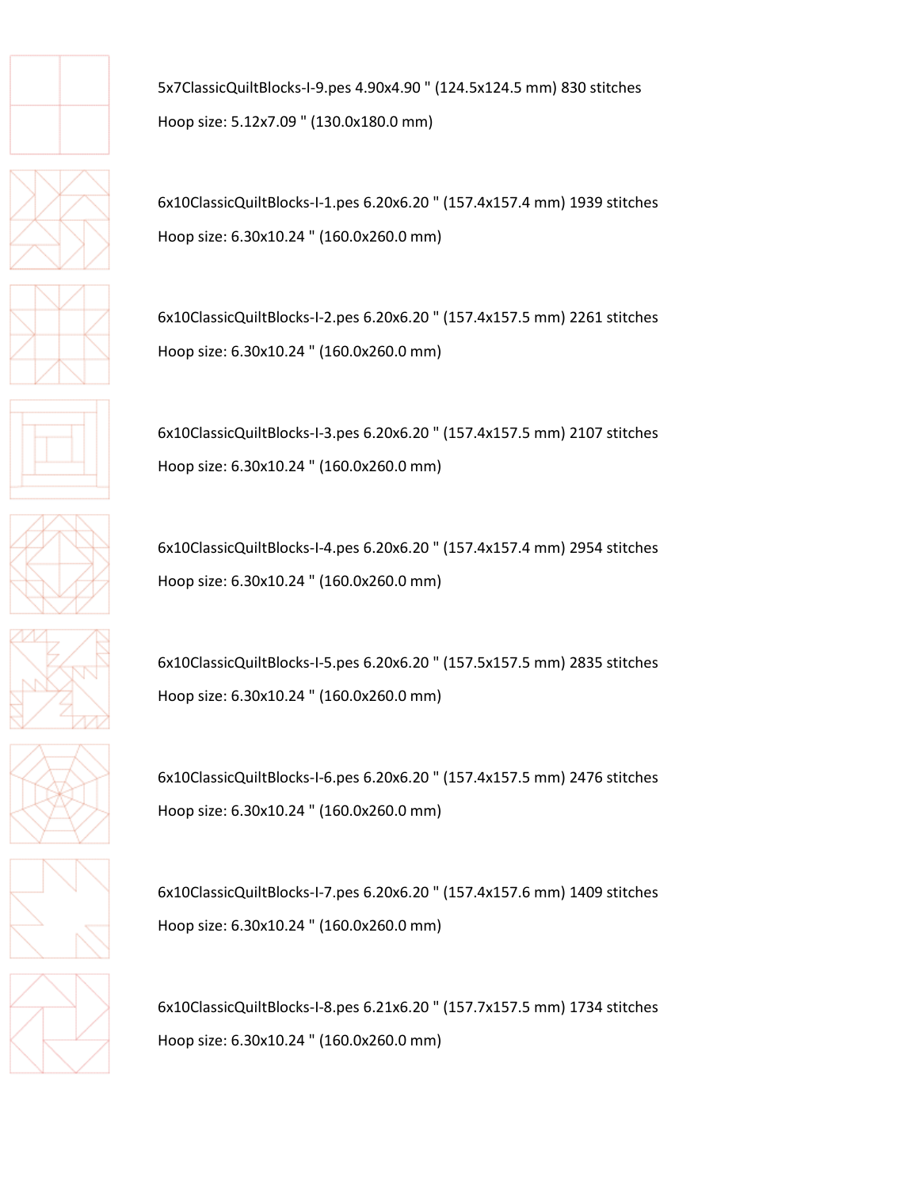5x7ClassicQuiltBlocks-I-9.pes 4.90x4.90 " (124.5x124.5 mm) 830 stitches

Hoop size: 5.12x7.09 " (130.0x180.0 mm)

6x10ClassicQuiltBlocks-I-1.pes 6.20x6.20 " (157.4x157.4 mm) 1939 stitches

Hoop size: 6.30x10.24 " (160.0x260.0 mm)

6x10ClassicQuiltBlocks-I-2.pes 6.20x6.20 " (157.4x157.5 mm) 2261 stitches

Hoop size: 6.30x10.24 " (160.0x260.0 mm)

6x10ClassicQuiltBlocks-I-3.pes 6.20x6.20 " (157.4x157.5 mm) 2107 stitches

Hoop size: 6.30x10.24 " (160.0x260.0 mm)

6x10ClassicQuiltBlocks-I-4.pes 6.20x6.20 " (157.4x157.4 mm) 2954 stitches

Hoop size: 6.30x10.24 " (160.0x260.0 mm)

6x10ClassicQuiltBlocks-I-5.pes 6.20x6.20 " (157.5x157.5 mm) 2835 stitches

Hoop size: 6.30x10.24 " (160.0x260.0 mm)

6x10ClassicQuiltBlocks-I-6.pes 6.20x6.20 " (157.4x157.5 mm) 2476 stitches

Hoop size: 6.30x10.24 " (160.0x260.0 mm)

6x10ClassicQuiltBlocks-I-7.pes 6.20x6.20 " (157.4x157.6 mm) 1409 stitches

Hoop size: 6.30x10.24 " (160.0x260.0 mm)

6x10ClassicQuiltBlocks-I-8.pes 6.21x6.20 " (157.7x157.5 mm) 1734 stitches

Hoop size: 6.30x10.24 " (160.0x260.0 mm)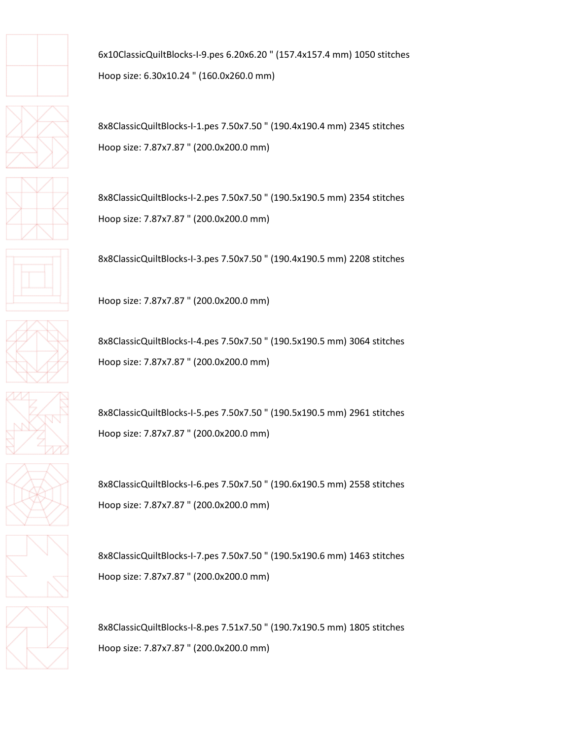6x10ClassicQuiltBlocks-I-9.pes 6.20x6.20 " (157.4x157.4 mm) 1050 stitches

Hoop size: 6.30x10.24 " (160.0x260.0 mm)

8x8ClassicQuiltBlocks-I-1.pes 7.50x7.50 " (190.4x190.4 mm) 2345 stitches

Hoop size: 7.87x7.87 " (200.0x200.0 mm)

8x8ClassicQuiltBlocks-I-2.pes 7.50x7.50 " (190.5x190.5 mm) 2354 stitches

Hoop size: 7.87x7.87 " (200.0x200.0 mm)

8x8ClassicQuiltBlocks-I-3.pes 7.50x7.50 " (190.4x190.5 mm) 2208 stitches

Hoop size: 7.87x7.87 " (200.0x200.0 mm)

8x8ClassicQuiltBlocks-I-4.pes 7.50x7.50 " (190.5x190.5 mm) 3064 stitches

Hoop size: 7.87x7.87 " (200.0x200.0 mm)

8x8ClassicQuiltBlocks-I-5.pes 7.50x7.50 " (190.5x190.5 mm) 2961 stitches

Hoop size: 7.87x7.87 " (200.0x200.0 mm)

8x8ClassicQuiltBlocks-I-6.pes 7.50x7.50 " (190.6x190.5 mm) 2558 stitches

Hoop size: 7.87x7.87 " (200.0x200.0 mm)

8x8ClassicQuiltBlocks-I-7.pes 7.50x7.50 " (190.5x190.6 mm) 1463 stitches

Hoop size: 7.87x7.87 " (200.0x200.0 mm)

8x8ClassicQuiltBlocks-I-8.pes 7.51x7.50 " (190.7x190.5 mm) 1805 stitches

Hoop size: 7.87x7.87 " (200.0x200.0 mm)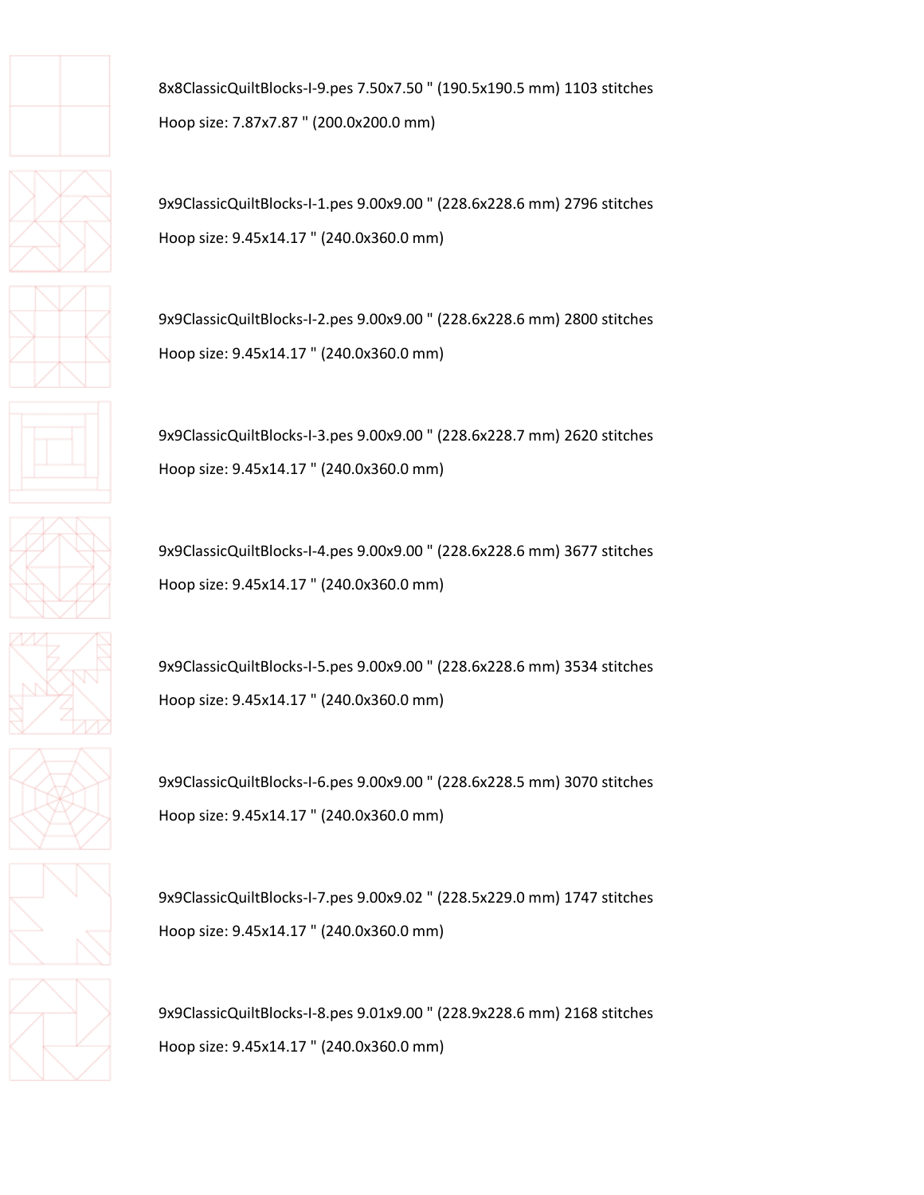8x8ClassicQuiltBlocks-I-9.pes 7.50x7.50 " (190.5x190.5 mm) 1103 stitches

Hoop size: 7.87x7.87 " (200.0x200.0 mm)

9x9ClassicQuiltBlocks-I-1.pes 9.00x9.00 " (228.6x228.6 mm) 2796 stitches

Hoop size: 9.45x14.17 " (240.0x360.0 mm)

9x9ClassicQuiltBlocks-I-2.pes 9.00x9.00 " (228.6x228.6 mm) 2800 stitches

Hoop size: 9.45x14.17 " (240.0x360.0 mm)

9x9ClassicQuiltBlocks-I-3.pes 9.00x9.00 " (228.6x228.7 mm) 2620 stitches

Hoop size: 9.45x14.17 " (240.0x360.0 mm)

9x9ClassicQuiltBlocks-I-4.pes 9.00x9.00 " (228.6x228.6 mm) 3677 stitches

Hoop size: 9.45x14.17 " (240.0x360.0 mm)

9x9ClassicQuiltBlocks-I-5.pes 9.00x9.00 " (228.6x228.6 mm) 3534 stitches

Hoop size: 9.45x14.17 " (240.0x360.0 mm)

9x9ClassicQuiltBlocks-I-6.pes 9.00x9.00 " (228.6x228.5 mm) 3070 stitches

Hoop size: 9.45x14.17 " (240.0x360.0 mm)

9x9ClassicQuiltBlocks-I-7.pes 9.00x9.02 " (228.5x229.0 mm) 1747 stitches

Hoop size: 9.45x14.17 " (240.0x360.0 mm)

9x9ClassicQuiltBlocks-I-8.pes 9.01x9.00 " (228.9x228.6 mm) 2168 stitches

Hoop size: 9.45x14.17 " (240.0x360.0 mm)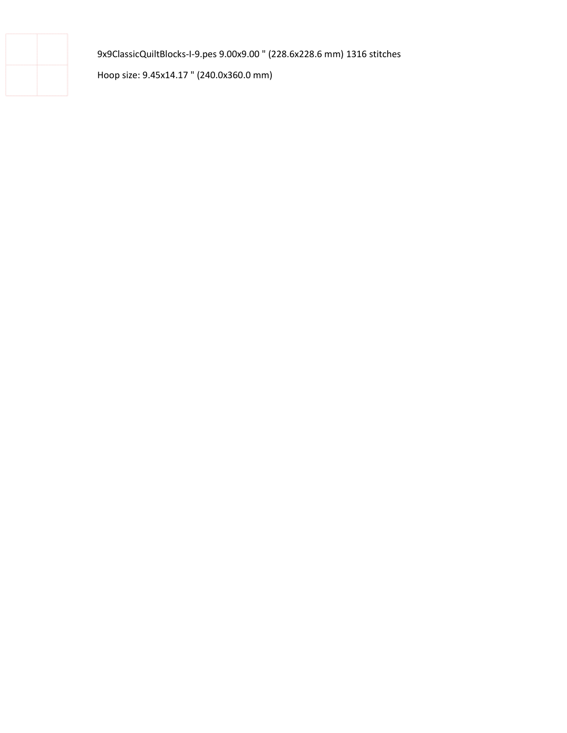9x9ClassicQuiltBlocks-I-9.pes 9.00x9.00 " (228.6x228.6 mm) 1316 stitches

Hoop size: 9.45x14.17 " (240.0x360.0 mm)